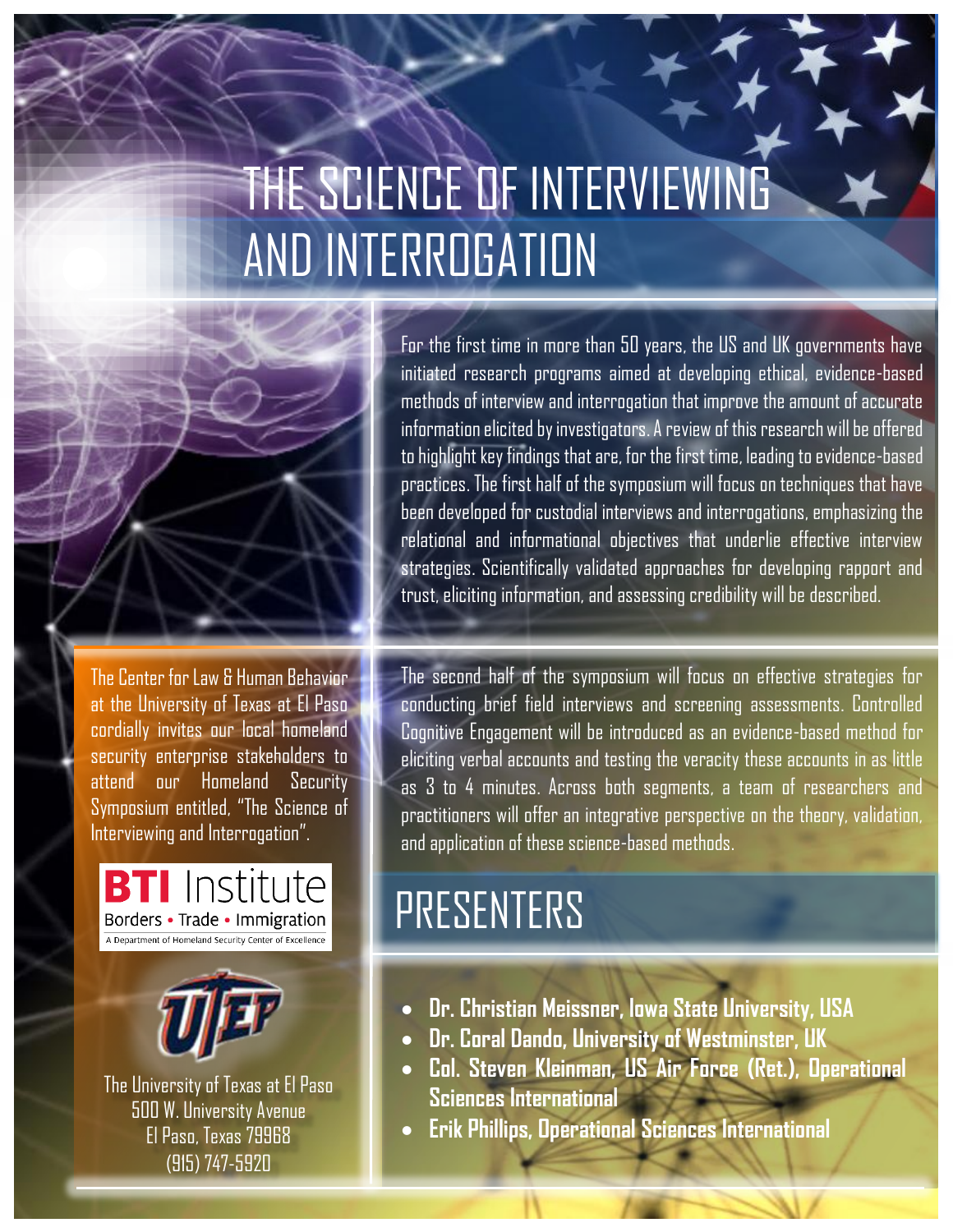# THE SCIENCE OF INTERVIEWING AND INTERROGATION

For the first time in more than 50 years, the US and UK governments have initiated research programs aimed at developing ethical, evidence-based methods of interview and interrogation that improve the amount of accurate information elicited by investigators. A review of this research will be offered to highlight key findings that are, for the first time, leading to evidence-based practices. The first half of the symposium will focus on techniques that have been developed for custodial interviews and interrogations, emphasizing the relational and informational objectives that underlie effective interview strategies. Scientifically validated approaches for developing rapport and trust, eliciting information, and assessing credibility will be described.

The second half of the symposium will focus on effective strategies for conducting brief field interviews and screening assessments. Controlled Cognitive Engagement will be introduced as an evidence-based method for eliciting verbal accounts and testing the veracity these accounts in as little as 3 to 4 minutes. Across both segments, a team of researchers and practitioners will offer an integrative perspective on the theory, validation, and application of these science-based methods.

The Center for Law & Human Behavior at the University of Texas at El Paso cordially invites our local homeland security enterprise stakeholders to attend our Homeland Security Symposium entitled, "The Science of Interviewing and Interrogation".

BTI Institute
Borders • Trade • Immigration
A Department of Homeland Security Center of Excellence

UTEP

The University of Texas at El Paso
500 W. University Avenue
El Paso, Texas 79968
(915) 747-5920

## PRESENTERS

- **Dr. Christian Meissner, Iowa State University, USA**
- **Dr. Coral Dando, University of Westminster, UK**
- **Col. Steven Kleinman, US Air Force (Ret.), Operational Sciences International**
- **Erik Phillips, Operational Sciences International**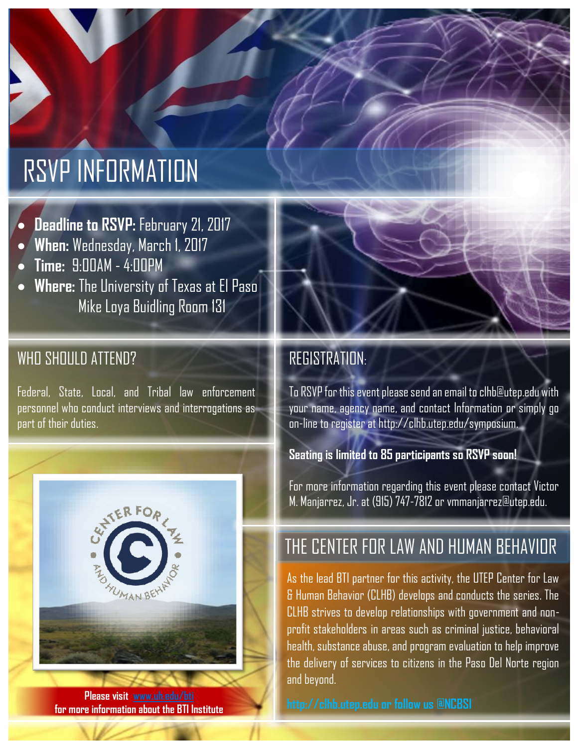# RSVP INFORMATION

- **Deadline to RSVP:** February 21, 2017
- **When:** Wednesday, March 1, 2017
- **Time:** 9:00AM - 4:00PM
- **Where:** The University of Texas at El Paso
  Mike Loya Buidling Room 131

## WHO SHOULD ATTEND?

Federal, State, Local, and Tribal law enforcement personnel who conduct interviews and interrogations as part of their duties.

## REGISTRATION:

To RSVP for this event please send an email to clhb@utep.edu with your name, agency name, and contact Information or simply go on-line to register at http://clhb.utep.edu/symposium.

**Seating is limited to 85 participants so RSVP soon!**

For more information regarding this event please contact Victor M. Manjarrez, Jr. at (915) 747-7812 or vmmanjarrez@utep.edu.

**Please visit www.uh.edu/bti for more information about the BTI Institute**

## THE CENTER FOR LAW AND HUMAN BEHAVIOR

As the lead BTI partner for this activity, the UTEP Center for Law & Human Behavior (CLHB) develops and conducts the series. The CLHB strives to develop relationships with government and non-profit stakeholders in areas such as criminal justice, behavioral health, substance abuse, and program evaluation to help improve the delivery of services to citizens in the Paso Del Norte region and beyond.

http://clhb.utep.edu or follow us @NCBSI